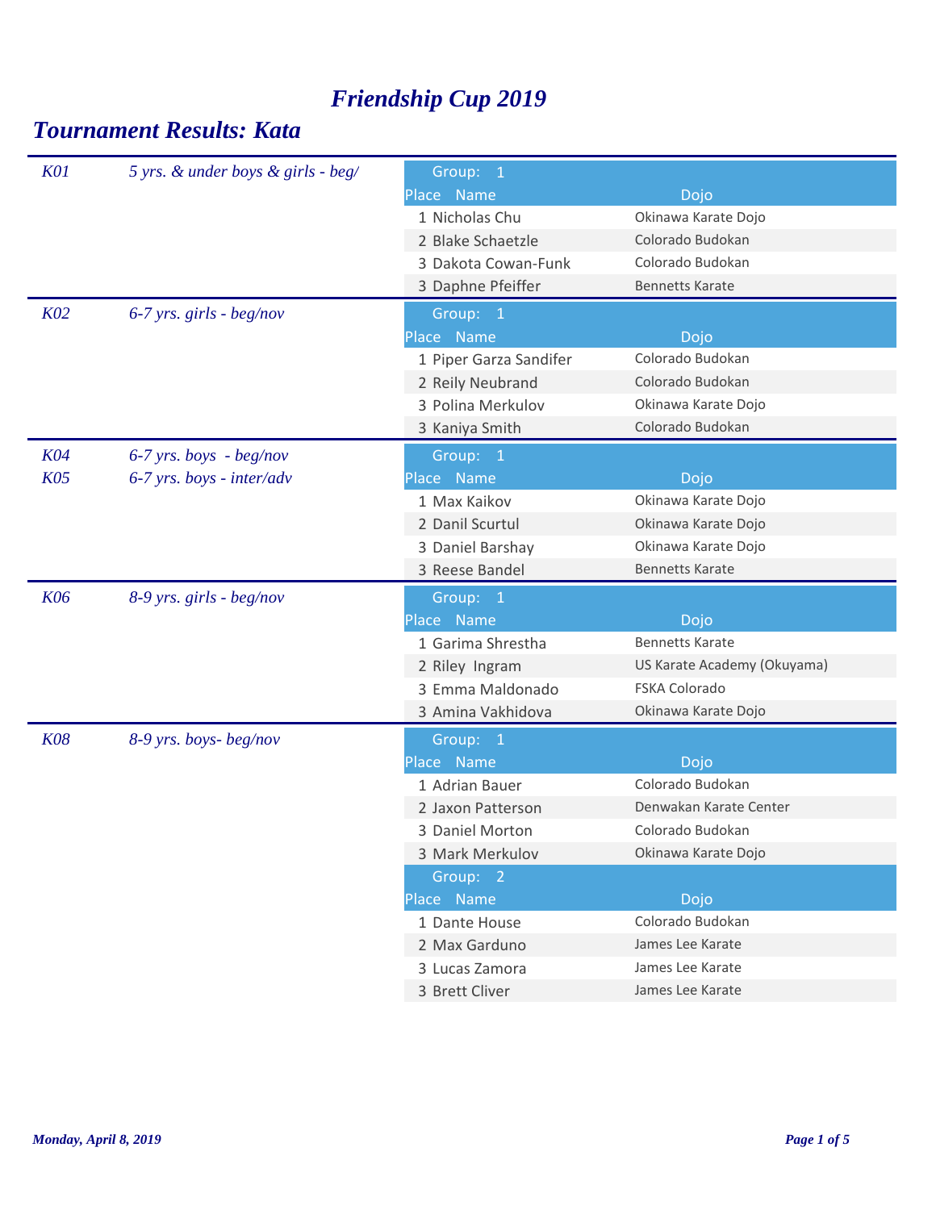# Friendship Cup 2019

## Tournament Results: Kata

### K01 — 5 yrs. & under boys & girls - beg/

**Group: 1**

| Place | Name | Dojo |
|---|---|---|
| 1 | Nicholas Chu | Okinawa Karate Dojo |
| 2 | Blake Schaetzle | Colorado Budokan |
| 3 | Dakota Cowan-Funk | Colorado Budokan |
| 3 | Daphne Pfeiffer | Bennetts Karate |

### K02 — 6-7 yrs. girls - beg/nov

**Group: 1**

| Place | Name | Dojo |
|---|---|---|
| 1 | Piper Garza Sandifer | Colorado Budokan |
| 2 | Reily Neubrand | Colorado Budokan |
| 3 | Polina Merkulov | Okinawa Karate Dojo |
| 3 | Kaniya Smith | Colorado Budokan |

### K04 — 6-7 yrs. boys - beg/nov
### K05 — 6-7 yrs. boys - inter/adv

**Group: 1**

| Place | Name | Dojo |
|---|---|---|
| 1 | Max Kaikov | Okinawa Karate Dojo |
| 2 | Danil Scurtul | Okinawa Karate Dojo |
| 3 | Daniel Barshay | Okinawa Karate Dojo |
| 3 | Reese Bandel | Bennetts Karate |

### K06 — 8-9 yrs. girls - beg/nov

**Group: 1**

| Place | Name | Dojo |
|---|---|---|
| 1 | Garima Shrestha | Bennetts Karate |
| 2 | Riley Ingram | US Karate Academy (Okuyama) |
| 3 | Emma Maldonado | FSKA Colorado |
| 3 | Amina Vakhidova | Okinawa Karate Dojo |

### K08 — 8-9 yrs. boys- beg/nov

**Group: 1**

| Place | Name | Dojo |
|---|---|---|
| 1 | Adrian Bauer | Colorado Budokan |
| 2 | Jaxon Patterson | Denwakan Karate Center |
| 3 | Daniel Morton | Colorado Budokan |
| 3 | Mark Merkulov | Okinawa Karate Dojo |

**Group: 2**

| Place | Name | Dojo |
|---|---|---|
| 1 | Dante House | Colorado Budokan |
| 2 | Max Garduno | James Lee Karate |
| 3 | Lucas Zamora | James Lee Karate |
| 3 | Brett Cliver | James Lee Karate |

*Monday, April 8, 2019*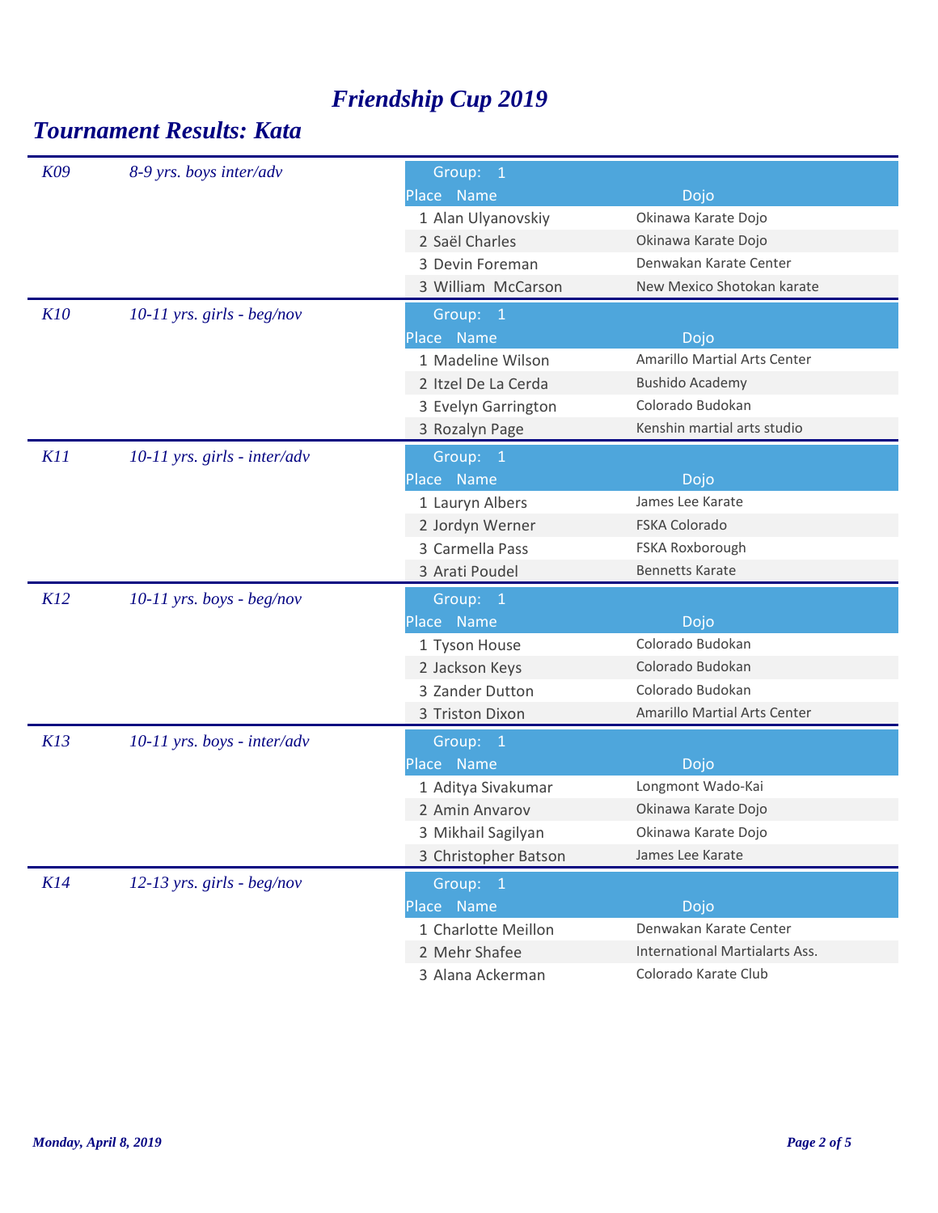# *Friendship Cup 2019*

## *Tournament Results: Kata*

### *K09 — 8-9 yrs. boys inter/adv*

Group: 1

| Place | Name | Dojo |
|---|---|---|
| 1 | Alan Ulyanovskiy | Okinawa Karate Dojo |
| 2 | Saël Charles | Okinawa Karate Dojo |
| 3 | Devin Foreman | Denwakan Karate Center |
| 3 | William McCarson | New Mexico Shotokan karate |

### *K10 — 10-11 yrs. girls - beg/nov*

Group: 1

| Place | Name | Dojo |
|---|---|---|
| 1 | Madeline Wilson | Amarillo Martial Arts Center |
| 2 | Itzel De La Cerda | Bushido Academy |
| 3 | Evelyn Garrington | Colorado Budokan |
| 3 | Rozalyn Page | Kenshin martial arts studio |

### *K11 — 10-11 yrs. girls - inter/adv*

Group: 1

| Place | Name | Dojo |
|---|---|---|
| 1 | Lauryn Albers | James Lee Karate |
| 2 | Jordyn Werner | FSKA Colorado |
| 3 | Carmella Pass | FSKA Roxborough |
| 3 | Arati Poudel | Bennetts Karate |

### *K12 — 10-11 yrs. boys - beg/nov*

Group: 1

| Place | Name | Dojo |
|---|---|---|
| 1 | Tyson House | Colorado Budokan |
| 2 | Jackson Keys | Colorado Budokan |
| 3 | Zander Dutton | Colorado Budokan |
| 3 | Triston Dixon | Amarillo Martial Arts Center |

### *K13 — 10-11 yrs. boys - inter/adv*

Group: 1

| Place | Name | Dojo |
|---|---|---|
| 1 | Aditya Sivakumar | Longmont Wado-Kai |
| 2 | Amin Anvarov | Okinawa Karate Dojo |
| 3 | Mikhail Sagilyan | Okinawa Karate Dojo |
| 3 | Christopher Batson | James Lee Karate |

### *K14 — 12-13 yrs. girls - beg/nov*

Group: 1

| Place | Name | Dojo |
|---|---|---|
| 1 | Charlotte Meillon | Denwakan Karate Center |
| 2 | Mehr Shafee | International Martialarts Ass. |
| 3 | Alana Ackerman | Colorado Karate Club |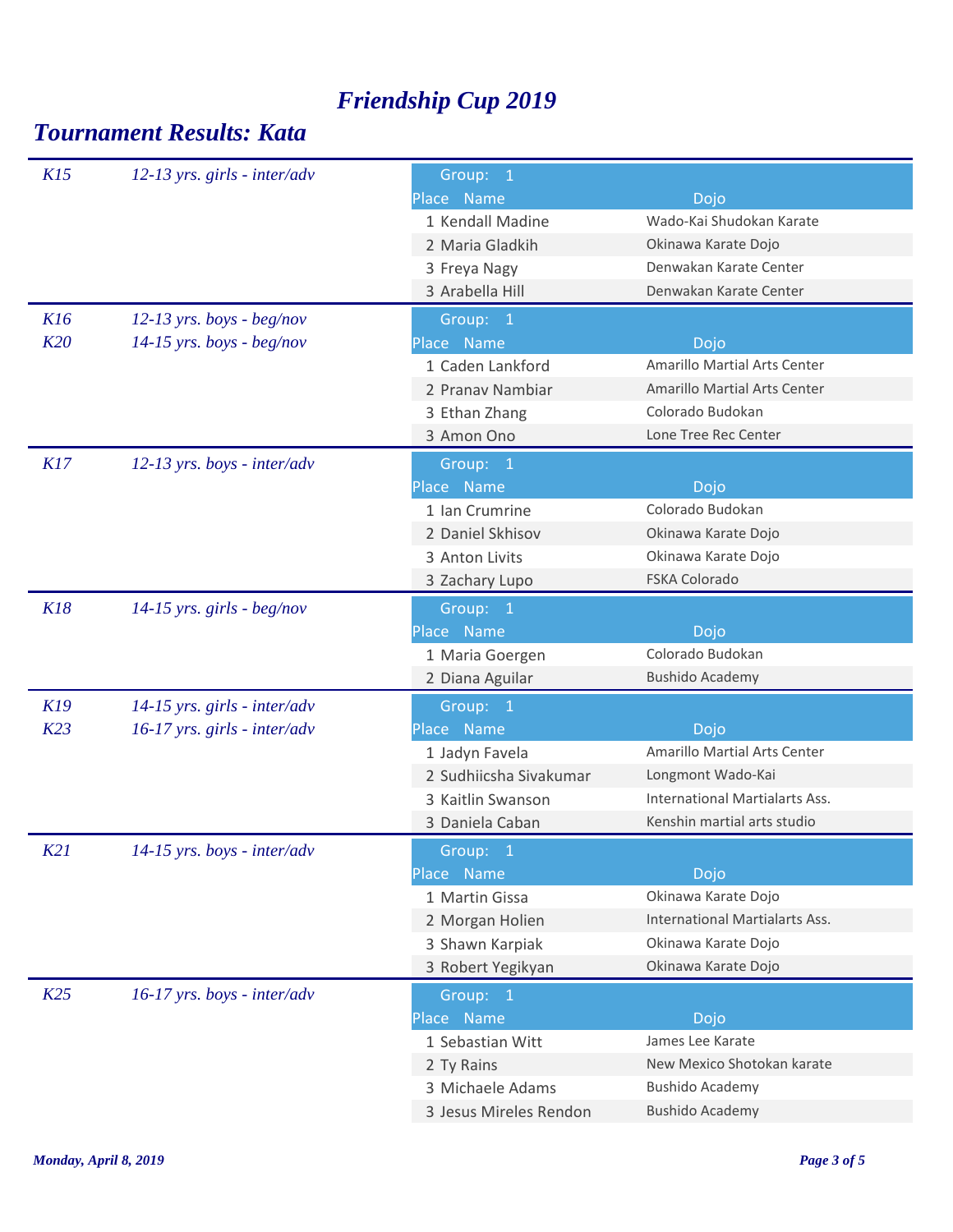# *Friendship Cup 2019*

## *Tournament Results: Kata*

### *K15 — 12-13 yrs. girls - inter/adv*

Group: 1

| Place | Name | Dojo |
|---|---|---|
| 1 | Kendall Madine | Wado-Kai Shudokan Karate |
| 2 | Maria Gladkih | Okinawa Karate Dojo |
| 3 | Freya Nagy | Denwakan Karate Center |
| 3 | Arabella Hill | Denwakan Karate Center |

### *K16 — 12-13 yrs. boys - beg/nov*
### *K20 — 14-15 yrs. boys - beg/nov*

Group: 1

| Place | Name | Dojo |
|---|---|---|
| 1 | Caden Lankford | Amarillo Martial Arts Center |
| 2 | Pranav Nambiar | Amarillo Martial Arts Center |
| 3 | Ethan Zhang | Colorado Budokan |
| 3 | Amon Ono | Lone Tree Rec Center |

### *K17 — 12-13 yrs. boys - inter/adv*

Group: 1

| Place | Name | Dojo |
|---|---|---|
| 1 | Ian Crumrine | Colorado Budokan |
| 2 | Daniel Skhisov | Okinawa Karate Dojo |
| 3 | Anton Livits | Okinawa Karate Dojo |
| 3 | Zachary Lupo | FSKA Colorado |

### *K18 — 14-15 yrs. girls - beg/nov*

Group: 1

| Place | Name | Dojo |
|---|---|---|
| 1 | Maria Goergen | Colorado Budokan |
| 2 | Diana Aguilar | Bushido Academy |

### *K19 — 14-15 yrs. girls - inter/adv*
### *K23 — 16-17 yrs. girls - inter/adv*

Group: 1

| Place | Name | Dojo |
|---|---|---|
| 1 | Jadyn Favela | Amarillo Martial Arts Center |
| 2 | Sudhiicsha Sivakumar | Longmont Wado-Kai |
| 3 | Kaitlin Swanson | International Martialarts Ass. |
| 3 | Daniela Caban | Kenshin martial arts studio |

### *K21 — 14-15 yrs. boys - inter/adv*

Group: 1

| Place | Name | Dojo |
|---|---|---|
| 1 | Martin Gissa | Okinawa Karate Dojo |
| 2 | Morgan Holien | International Martialarts Ass. |
| 3 | Shawn Karpiak | Okinawa Karate Dojo |
| 3 | Robert Yegikyan | Okinawa Karate Dojo |

### *K25 — 16-17 yrs. boys - inter/adv*

Group: 1

| Place | Name | Dojo |
|---|---|---|
| 1 | Sebastian Witt | James Lee Karate |
| 2 | Ty Rains | New Mexico Shotokan karate |
| 3 | Michaele Adams | Bushido Academy |
| 3 | Jesus Mireles Rendon | Bushido Academy |

*Monday, April 8, 2019*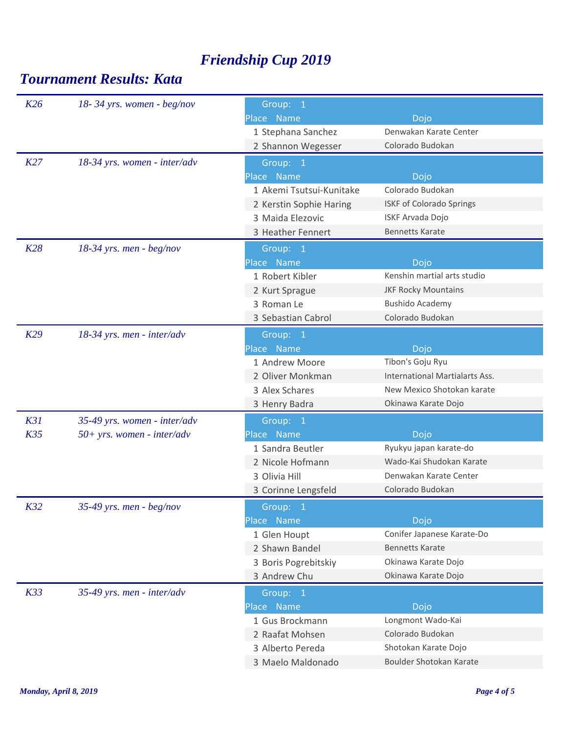# *Friendship Cup 2019*

## *Tournament Results: Kata*

*K26* — *18- 34 yrs. women - beg/nov*

Group: 1

| Place | Name | Dojo |
|---|---|---|
| 1 | Stephana Sanchez | Denwakan Karate Center |
| 2 | Shannon Wegesser | Colorado Budokan |

*K27* — *18-34 yrs. women - inter/adv*

Group: 1

| Place | Name | Dojo |
|---|---|---|
| 1 | Akemi Tsutsui-Kunitake | Colorado Budokan |
| 2 | Kerstin Sophie Haring | ISKF of Colorado Springs |
| 3 | Maida Elezovic | ISKF Arvada Dojo |
| 3 | Heather Fennert | Bennetts Karate |

*K28* — *18-34 yrs. men - beg/nov*

Group: 1

| Place | Name | Dojo |
|---|---|---|
| 1 | Robert Kibler | Kenshin martial arts studio |
| 2 | Kurt Sprague | JKF Rocky Mountains |
| 3 | Roman Le | Bushido Academy |
| 3 | Sebastian Cabrol | Colorado Budokan |

*K29* — *18-34 yrs. men - inter/adv*

Group: 1

| Place | Name | Dojo |
|---|---|---|
| 1 | Andrew Moore | Tibon's Goju Ryu |
| 2 | Oliver Monkman | International Martialarts Ass. |
| 3 | Alex Schares | New Mexico Shotokan karate |
| 3 | Henry Badra | Okinawa Karate Dojo |

*K31* — *35-49 yrs. women - inter/adv*
*K35* — *50+ yrs. women - inter/adv*

Group: 1

| Place | Name | Dojo |
|---|---|---|
| 1 | Sandra Beutler | Ryukyu japan karate-do |
| 2 | Nicole Hofmann | Wado-Kai Shudokan Karate |
| 3 | Olivia Hill | Denwakan Karate Center |
| 3 | Corinne Lengsfeld | Colorado Budokan |

*K32* — *35-49 yrs. men - beg/nov*

Group: 1

| Place | Name | Dojo |
|---|---|---|
| 1 | Glen Houpt | Conifer Japanese Karate-Do |
| 2 | Shawn Bandel | Bennetts Karate |
| 3 | Boris Pogrebitskiy | Okinawa Karate Dojo |
| 3 | Andrew Chu | Okinawa Karate Dojo |

*K33* — *35-49 yrs. men - inter/adv*

Group: 1

| Place | Name | Dojo |
|---|---|---|
| 1 | Gus Brockmann | Longmont Wado-Kai |
| 2 | Raafat Mohsen | Colorado Budokan |
| 3 | Alberto Pereda | Shotokan Karate Dojo |
| 3 | Maelo Maldonado | Boulder Shotokan Karate |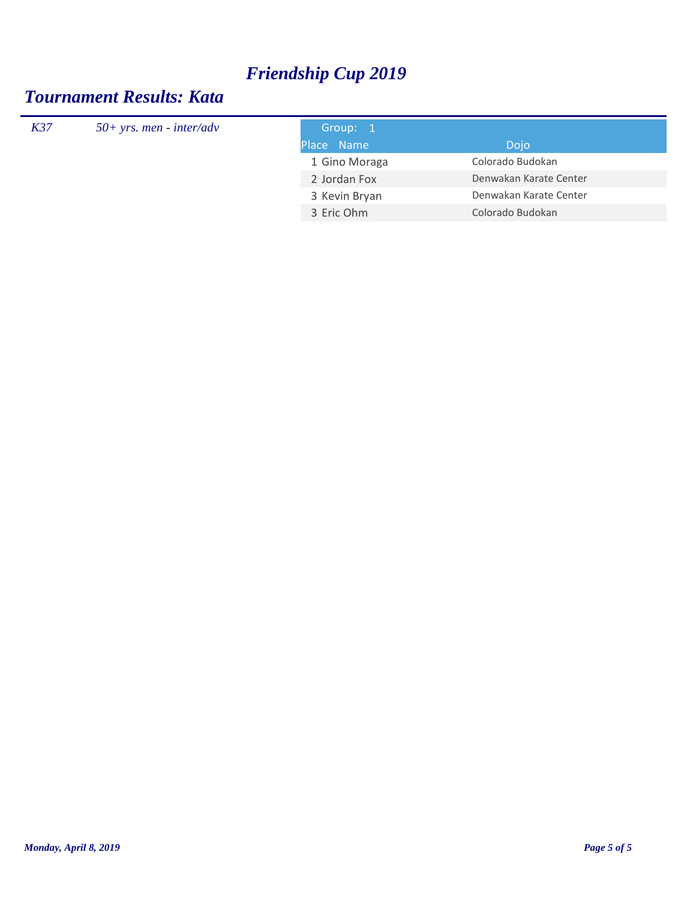# *Friendship Cup 2019*

## *Tournament Results: Kata*

*K37* *50+ yrs. men - inter/adv*

Group: 1

| Place | Name | Dojo |
|---|---|---|
| 1 | Gino Moraga | Colorado Budokan |
| 2 | Jordan Fox | Denwakan Karate Center |
| 3 | Kevin Bryan | Denwakan Karate Center |
| 3 | Eric Ohm | Colorado Budokan |

*Monday, April 8, 2019*